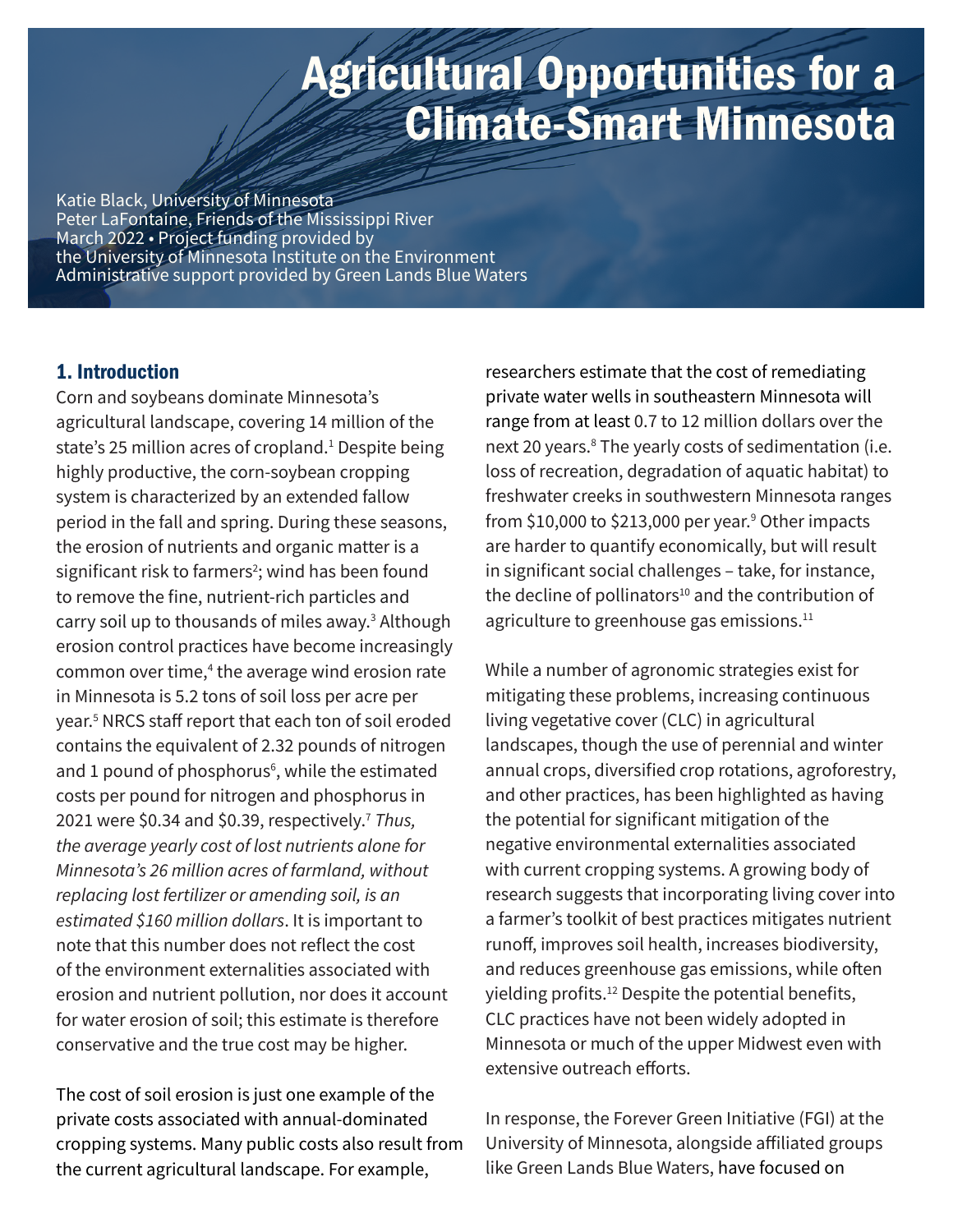# Agricultural Opportunities for a Climate-Smart Minnesota

Katie Black, University of Minnesota
Peter LaFontaine, Friends of the Mississippi River
March 2022 • Project funding provided by
the University of Minnesota Institute on the Environment
Administrative support provided by Green Lands Blue Waters

## 1. Introduction

Corn and soybeans dominate Minnesota's agricultural landscape, covering 14 million of the state's 25 million acres of cropland.[1] Despite being highly productive, the corn-soybean cropping system is characterized by an extended fallow period in the fall and spring. During these seasons, the erosion of nutrients and organic matter is a significant risk to farmers[2]; wind has been found to remove the fine, nutrient-rich particles and carry soil up to thousands of miles away.[3] Although erosion control practices have become increasingly common over time,[4] the average wind erosion rate in Minnesota is 5.2 tons of soil loss per acre per year.[5] NRCS staff report that each ton of soil eroded contains the equivalent of 2.32 pounds of nitrogen and 1 pound of phosphorus[6], while the estimated costs per pound for nitrogen and phosphorus in 2021 were $0.34 and $0.39, respectively.[7] *Thus, the average yearly cost of lost nutrients alone for Minnesota's 26 million acres of farmland, without replacing lost fertilizer or amending soil, is an estimated $160 million dollars*. It is important to note that this number does not reflect the cost of the environment externalities associated with erosion and nutrient pollution, nor does it account for water erosion of soil; this estimate is therefore conservative and the true cost may be higher.

The cost of soil erosion is just one example of the private costs associated with annual-dominated cropping systems. Many public costs also result from the current agricultural landscape. For example, researchers estimate that the cost of remediating private water wells in southeastern Minnesota will range from at least 0.7 to 12 million dollars over the next 20 years.[8] The yearly costs of sedimentation (i.e. loss of recreation, degradation of aquatic habitat) to freshwater creeks in southwestern Minnesota ranges from $10,000 to $213,000 per year.[9] Other impacts are harder to quantify economically, but will result in significant social challenges – take, for instance, the decline of pollinators[10] and the contribution of agriculture to greenhouse gas emissions.[11]

While a number of agronomic strategies exist for mitigating these problems, increasing continuous living vegetative cover (CLC) in agricultural landscapes, though the use of perennial and winter annual crops, diversified crop rotations, agroforestry, and other practices, has been highlighted as having the potential for significant mitigation of the negative environmental externalities associated with current cropping systems. A growing body of research suggests that incorporating living cover into a farmer's toolkit of best practices mitigates nutrient runoff, improves soil health, increases biodiversity, and reduces greenhouse gas emissions, while often yielding profits.[12] Despite the potential benefits, CLC practices have not been widely adopted in Minnesota or much of the upper Midwest even with extensive outreach efforts.

In response, the Forever Green Initiative (FGI) at the University of Minnesota, alongside affiliated groups like Green Lands Blue Waters, have focused on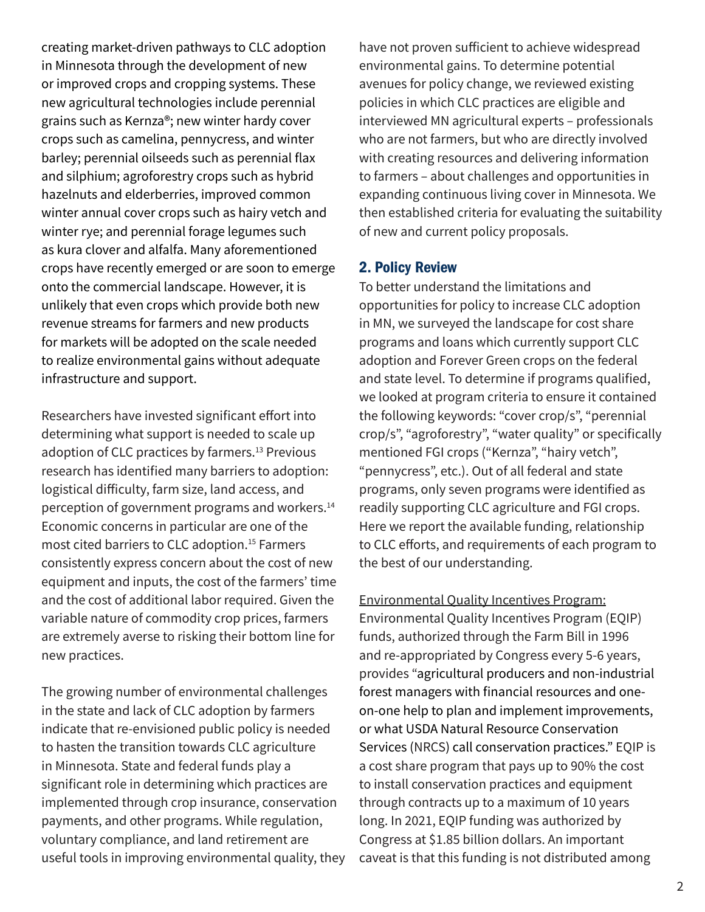creating market-driven pathways to CLC adoption in Minnesota through the development of new or improved crops and cropping systems. These new agricultural technologies include perennial grains such as Kernza®; new winter hardy cover crops such as camelina, pennycress, and winter barley; perennial oilseeds such as perennial flax and silphium; agroforestry crops such as hybrid hazelnuts and elderberries, improved common winter annual cover crops such as hairy vetch and winter rye; and perennial forage legumes such as kura clover and alfalfa. Many aforementioned crops have recently emerged or are soon to emerge onto the commercial landscape. However, it is unlikely that even crops which provide both new revenue streams for farmers and new products for markets will be adopted on the scale needed to realize environmental gains without adequate infrastructure and support.

Researchers have invested significant effort into determining what support is needed to scale up adoption of CLC practices by farmers.[13] Previous research has identified many barriers to adoption: logistical difficulty, farm size, land access, and perception of government programs and workers.[14] Economic concerns in particular are one of the most cited barriers to CLC adoption.[15] Farmers consistently express concern about the cost of new equipment and inputs, the cost of the farmers' time and the cost of additional labor required. Given the variable nature of commodity crop prices, farmers are extremely averse to risking their bottom line for new practices.

The growing number of environmental challenges in the state and lack of CLC adoption by farmers indicate that re-envisioned public policy is needed to hasten the transition towards CLC agriculture in Minnesota. State and federal funds play a significant role in determining which practices are implemented through crop insurance, conservation payments, and other programs. While regulation, voluntary compliance, and land retirement are useful tools in improving environmental quality, they have not proven sufficient to achieve widespread environmental gains. To determine potential avenues for policy change, we reviewed existing policies in which CLC practices are eligible and interviewed MN agricultural experts – professionals who are not farmers, but who are directly involved with creating resources and delivering information to farmers – about challenges and opportunities in expanding continuous living cover in Minnesota. We then established criteria for evaluating the suitability of new and current policy proposals.

## 2. Policy Review

To better understand the limitations and opportunities for policy to increase CLC adoption in MN, we surveyed the landscape for cost share programs and loans which currently support CLC adoption and Forever Green crops on the federal and state level. To determine if programs qualified, we looked at program criteria to ensure it contained the following keywords: "cover crop/s", "perennial crop/s", "agroforestry", "water quality" or specifically mentioned FGI crops ("Kernza", "hairy vetch", "pennycress", etc.). Out of all federal and state programs, only seven programs were identified as readily supporting CLC agriculture and FGI crops. Here we report the available funding, relationship to CLC efforts, and requirements of each program to the best of our understanding.

Environmental Quality Incentives Program:
Environmental Quality Incentives Program (EQIP) funds, authorized through the Farm Bill in 1996 and re-appropriated by Congress every 5-6 years, provides "agricultural producers and non-industrial forest managers with financial resources and one-on-one help to plan and implement improvements, or what USDA Natural Resource Conservation Services (NRCS) call conservation practices." EQIP is a cost share program that pays up to 90% the cost to install conservation practices and equipment through contracts up to a maximum of 10 years long. In 2021, EQIP funding was authorized by Congress at $1.85 billion dollars. An important caveat is that this funding is not distributed among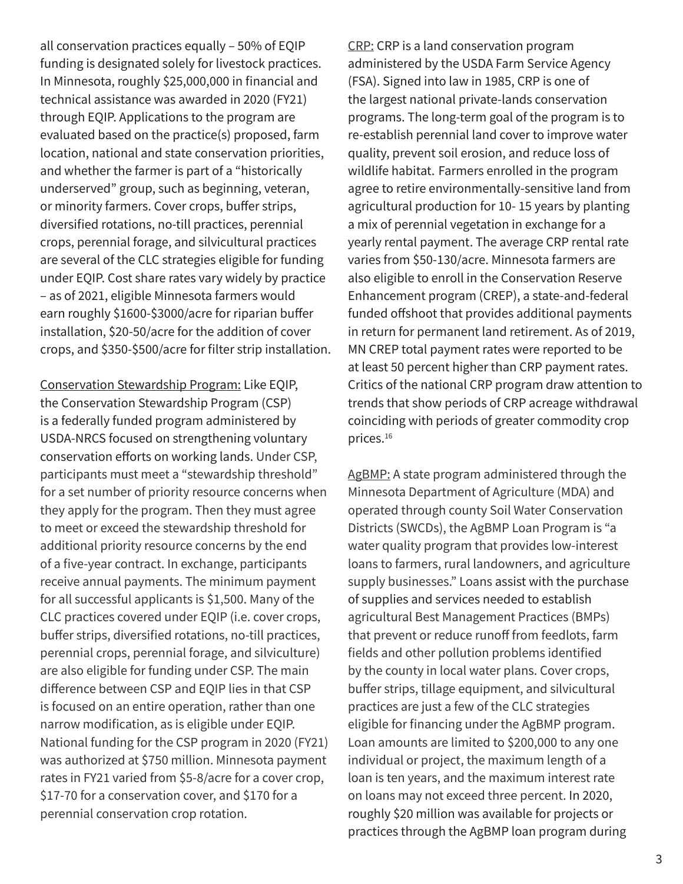all conservation practices equally – 50% of EQIP funding is designated solely for livestock practices. In Minnesota, roughly $25,000,000 in financial and technical assistance was awarded in 2020 (FY21) through EQIP. Applications to the program are evaluated based on the practice(s) proposed, farm location, national and state conservation priorities, and whether the farmer is part of a "historically underserved" group, such as beginning, veteran, or minority farmers. Cover crops, buffer strips, diversified rotations, no-till practices, perennial crops, perennial forage, and silvicultural practices are several of the CLC strategies eligible for funding under EQIP. Cost share rates vary widely by practice – as of 2021, eligible Minnesota farmers would earn roughly $1600-$3000/acre for riparian buffer installation, $20-50/acre for the addition of cover crops, and $350-$500/acre for filter strip installation.

<u>Conservation Stewardship Program:</u> Like EQIP, the Conservation Stewardship Program (CSP) is a federally funded program administered by USDA-NRCS focused on strengthening voluntary conservation efforts on working lands. Under CSP, participants must meet a "stewardship threshold" for a set number of priority resource concerns when they apply for the program. Then they must agree to meet or exceed the stewardship threshold for additional priority resource concerns by the end of a five-year contract. In exchange, participants receive annual payments. The minimum payment for all successful applicants is $1,500. Many of the CLC practices covered under EQIP (i.e. cover crops, buffer strips, diversified rotations, no-till practices, perennial crops, perennial forage, and silviculture) are also eligible for funding under CSP. The main difference between CSP and EQIP lies in that CSP is focused on an entire operation, rather than one narrow modification, as is eligible under EQIP. National funding for the CSP program in 2020 (FY21) was authorized at $750 million. Minnesota payment rates in FY21 varied from $5-8/acre for a cover crop, $17-70 for a conservation cover, and $170 for a perennial conservation crop rotation.

<u>CRP:</u> CRP is a land conservation program administered by the USDA Farm Service Agency (FSA). Signed into law in 1985, CRP is one of the largest national private-lands conservation programs. The long-term goal of the program is to re-establish perennial land cover to improve water quality, prevent soil erosion, and reduce loss of wildlife habitat. Farmers enrolled in the program agree to retire environmentally-sensitive land from agricultural production for 10- 15 years by planting a mix of perennial vegetation in exchange for a yearly rental payment. The average CRP rental rate varies from $50-130/acre. Minnesota farmers are also eligible to enroll in the Conservation Reserve Enhancement program (CREP), a state-and-federal funded offshoot that provides additional payments in return for permanent land retirement. As of 2019, MN CREP total payment rates were reported to be at least 50 percent higher than CRP payment rates. Critics of the national CRP program draw attention to trends that show periods of CRP acreage withdrawal coinciding with periods of greater commodity crop prices.[16]

<u>AgBMP:</u> A state program administered through the Minnesota Department of Agriculture (MDA) and operated through county Soil Water Conservation Districts (SWCDs), the AgBMP Loan Program is "a water quality program that provides low-interest loans to farmers, rural landowners, and agriculture supply businesses." Loans assist with the purchase of supplies and services needed to establish agricultural Best Management Practices (BMPs) that prevent or reduce runoff from feedlots, farm fields and other pollution problems identified by the county in local water plans. Cover crops, buffer strips, tillage equipment, and silvicultural practices are just a few of the CLC strategies eligible for financing under the AgBMP program. Loan amounts are limited to $200,000 to any one individual or project, the maximum length of a loan is ten years, and the maximum interest rate on loans may not exceed three percent. In 2020, roughly $20 million was available for projects or practices through the AgBMP loan program during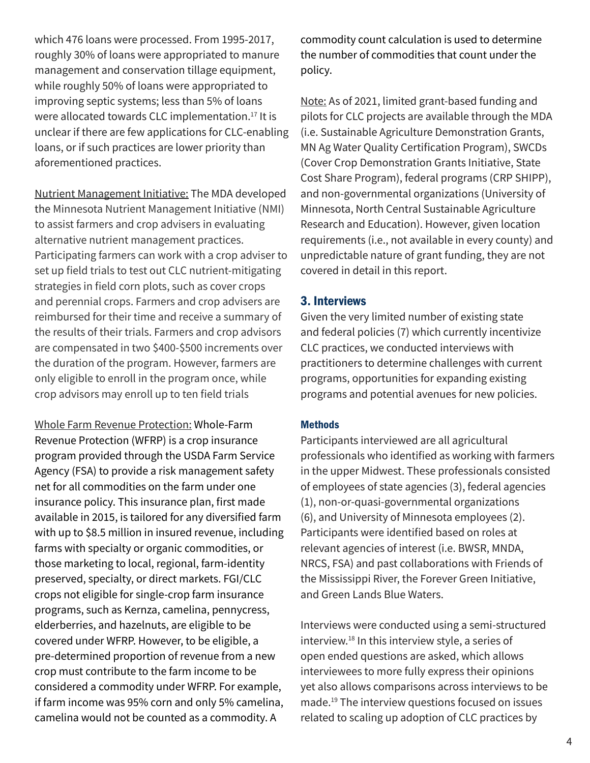which 476 loans were processed. From 1995-2017, roughly 30% of loans were appropriated to manure management and conservation tillage equipment, while roughly 50% of loans were appropriated to improving septic systems; less than 5% of loans were allocated towards CLC implementation.[17] It is unclear if there are few applications for CLC-enabling loans, or if such practices are lower priority than aforementioned practices.

Nutrient Management Initiative: The MDA developed the Minnesota Nutrient Management Initiative (NMI) to assist farmers and crop advisers in evaluating alternative nutrient management practices. Participating farmers can work with a crop adviser to set up field trials to test out CLC nutrient-mitigating strategies in field corn plots, such as cover crops and perennial crops. Farmers and crop advisers are reimbursed for their time and receive a summary of the results of their trials. Farmers and crop advisors are compensated in two $400-$500 increments over the duration of the program. However, farmers are only eligible to enroll in the program once, while crop advisors may enroll up to ten field trials

Whole Farm Revenue Protection: Whole-Farm Revenue Protection (WFRP) is a crop insurance program provided through the USDA Farm Service Agency (FSA) to provide a risk management safety net for all commodities on the farm under one insurance policy. This insurance plan, first made available in 2015, is tailored for any diversified farm with up to $8.5 million in insured revenue, including farms with specialty or organic commodities, or those marketing to local, regional, farm-identity preserved, specialty, or direct markets. FGI/CLC crops not eligible for single-crop farm insurance programs, such as Kernza, camelina, pennycress, elderberries, and hazelnuts, are eligible to be covered under WFRP. However, to be eligible, a pre-determined proportion of revenue from a new crop must contribute to the farm income to be considered a commodity under WFRP. For example, if farm income was 95% corn and only 5% camelina, camelina would not be counted as a commodity. A commodity count calculation is used to determine the number of commodities that count under the policy.

Note: As of 2021, limited grant-based funding and pilots for CLC projects are available through the MDA (i.e. Sustainable Agriculture Demonstration Grants, MN Ag Water Quality Certification Program), SWCDs (Cover Crop Demonstration Grants Initiative, State Cost Share Program), federal programs (CRP SHIPP), and non-governmental organizations (University of Minnesota, North Central Sustainable Agriculture Research and Education). However, given location requirements (i.e., not available in every county) and unpredictable nature of grant funding, they are not covered in detail in this report.

## 3. Interviews

Given the very limited number of existing state and federal policies (7) which currently incentivize CLC practices, we conducted interviews with practitioners to determine challenges with current programs, opportunities for expanding existing programs and potential avenues for new policies.

### Methods

Participants interviewed are all agricultural professionals who identified as working with farmers in the upper Midwest. These professionals consisted of employees of state agencies (3), federal agencies (1), non-or-quasi-governmental organizations (6), and University of Minnesota employees (2). Participants were identified based on roles at relevant agencies of interest (i.e. BWSR, MNDA, NRCS, FSA) and past collaborations with Friends of the Mississippi River, the Forever Green Initiative, and Green Lands Blue Waters.

Interviews were conducted using a semi-structured interview.[18] In this interview style, a series of open ended questions are asked, which allows interviewees to more fully express their opinions yet also allows comparisons across interviews to be made.[19] The interview questions focused on issues related to scaling up adoption of CLC practices by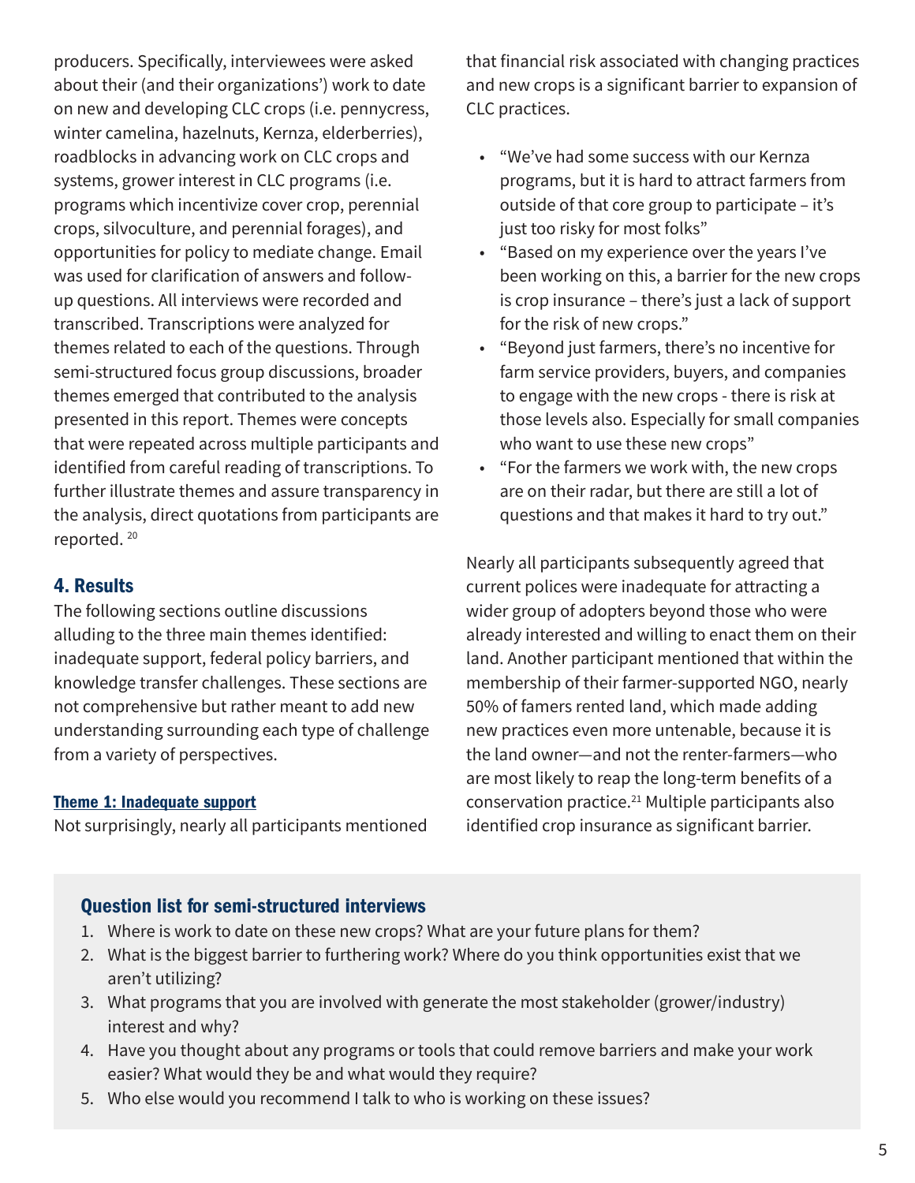producers. Specifically, interviewees were asked about their (and their organizations') work to date on new and developing CLC crops (i.e. pennycress, winter camelina, hazelnuts, Kernza, elderberries), roadblocks in advancing work on CLC crops and systems, grower interest in CLC programs (i.e. programs which incentivize cover crop, perennial crops, silvoculture, and perennial forages), and opportunities for policy to mediate change. Email was used for clarification of answers and follow-up questions. All interviews were recorded and transcribed. Transcriptions were analyzed for themes related to each of the questions. Through semi-structured focus group discussions, broader themes emerged that contributed to the analysis presented in this report. Themes were concepts that were repeated across multiple participants and identified from careful reading of transcriptions. To further illustrate themes and assure transparency in the analysis, direct quotations from participants are reported. [20]

## 4. Results

The following sections outline discussions alluding to the three main themes identified: inadequate support, federal policy barriers, and knowledge transfer challenges. These sections are not comprehensive but rather meant to add new understanding surrounding each type of challenge from a variety of perspectives.

### Theme 1: Inadequate support

Not surprisingly, nearly all participants mentioned that financial risk associated with changing practices and new crops is a significant barrier to expansion of CLC practices.

- "We've had some success with our Kernza programs, but it is hard to attract farmers from outside of that core group to participate – it's just too risky for most folks"
- "Based on my experience over the years I've been working on this, a barrier for the new crops is crop insurance – there's just a lack of support for the risk of new crops."
- "Beyond just farmers, there's no incentive for farm service providers, buyers, and companies to engage with the new crops - there is risk at those levels also. Especially for small companies who want to use these new crops"
- "For the farmers we work with, the new crops are on their radar, but there are still a lot of questions and that makes it hard to try out."

Nearly all participants subsequently agreed that current polices were inadequate for attracting a wider group of adopters beyond those who were already interested and willing to enact them on their land. Another participant mentioned that within the membership of their farmer-supported NGO, nearly 50% of famers rented land, which made adding new practices even more untenable, because it is the land owner—and not the renter-farmers—who are most likely to reap the long-term benefits of a conservation practice.[21] Multiple participants also identified crop insurance as significant barrier.

### Question list for semi-structured interviews

1. Where is work to date on these new crops? What are your future plans for them?
2. What is the biggest barrier to furthering work? Where do you think opportunities exist that we aren't utilizing?
3. What programs that you are involved with generate the most stakeholder (grower/industry) interest and why?
4. Have you thought about any programs or tools that could remove barriers and make your work easier? What would they be and what would they require?
5. Who else would you recommend I talk to who is working on these issues?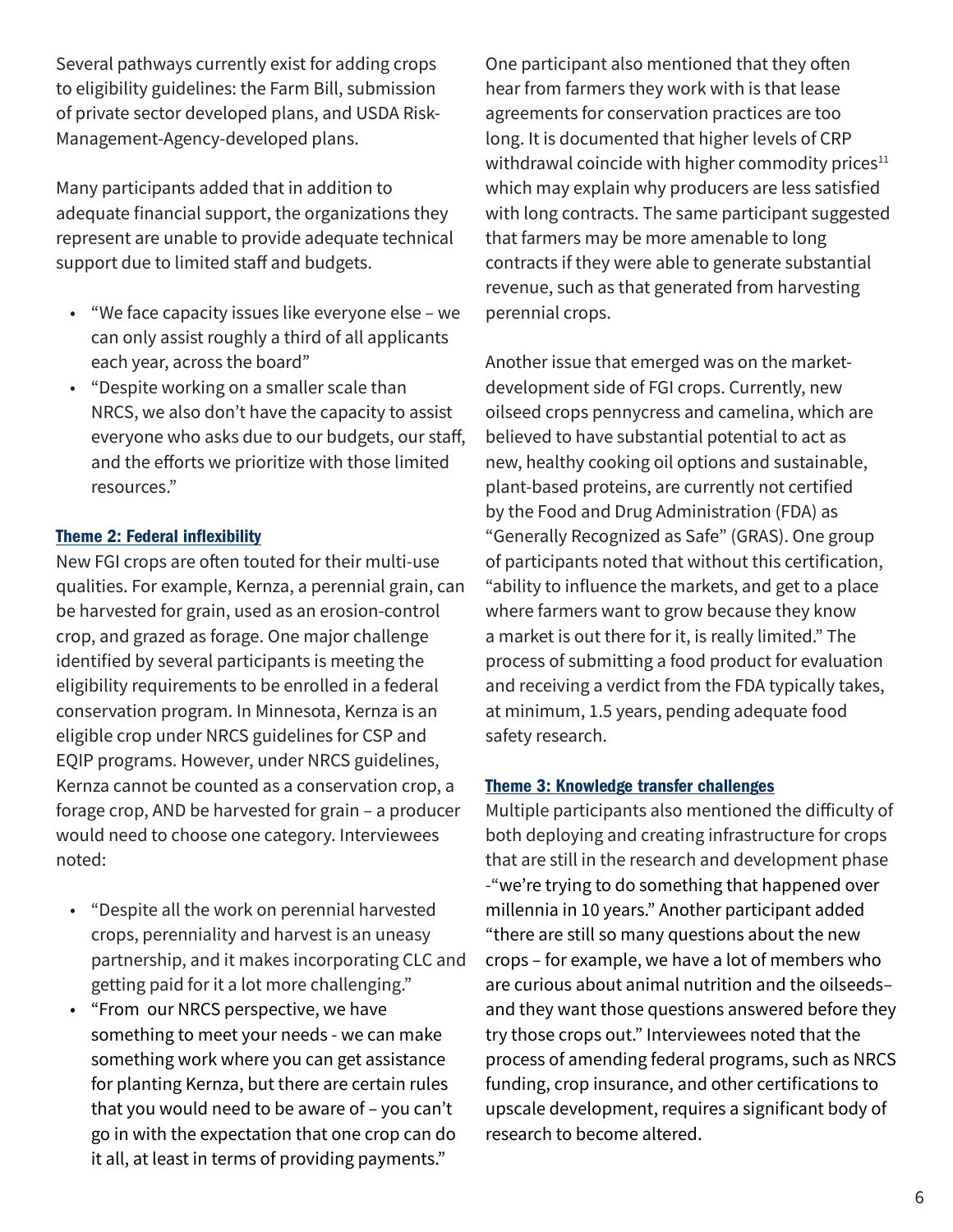Several pathways currently exist for adding crops to eligibility guidelines: the Farm Bill, submission of private sector developed plans, and USDA Risk-Management-Agency-developed plans.

Many participants added that in addition to adequate financial support, the organizations they represent are unable to provide adequate technical support due to limited staff and budgets.

- "We face capacity issues like everyone else – we can only assist roughly a third of all applicants each year, across the board"
- "Despite working on a smaller scale than NRCS, we also don't have the capacity to assist everyone who asks due to our budgets, our staff, and the efforts we prioritize with those limited resources."

### Theme 2: Federal inflexibility

New FGI crops are often touted for their multi-use qualities. For example, Kernza, a perennial grain, can be harvested for grain, used as an erosion-control crop, and grazed as forage. One major challenge identified by several participants is meeting the eligibility requirements to be enrolled in a federal conservation program. In Minnesota, Kernza is an eligible crop under NRCS guidelines for CSP and EQIP programs. However, under NRCS guidelines, Kernza cannot be counted as a conservation crop, a forage crop, AND be harvested for grain – a producer would need to choose one category. Interviewees noted:

- "Despite all the work on perennial harvested crops, perenniality and harvest is an uneasy partnership, and it makes incorporating CLC and getting paid for it a lot more challenging."
- "From our NRCS perspective, we have something to meet your needs - we can make something work where you can get assistance for planting Kernza, but there are certain rules that you would need to be aware of – you can't go in with the expectation that one crop can do it all, at least in terms of providing payments."

One participant also mentioned that they often hear from farmers they work with is that lease agreements for conservation practices are too long. It is documented that higher levels of CRP withdrawal coincide with higher commodity prices[11] which may explain why producers are less satisfied with long contracts. The same participant suggested that farmers may be more amenable to long contracts if they were able to generate substantial revenue, such as that generated from harvesting perennial crops.

Another issue that emerged was on the market-development side of FGI crops. Currently, new oilseed crops pennycress and camelina, which are believed to have substantial potential to act as new, healthy cooking oil options and sustainable, plant-based proteins, are currently not certified by the Food and Drug Administration (FDA) as "Generally Recognized as Safe" (GRAS). One group of participants noted that without this certification, "ability to influence the markets, and get to a place where farmers want to grow because they know a market is out there for it, is really limited." The process of submitting a food product for evaluation and receiving a verdict from the FDA typically takes, at minimum, 1.5 years, pending adequate food safety research.

### Theme 3: Knowledge transfer challenges

Multiple participants also mentioned the difficulty of both deploying and creating infrastructure for crops that are still in the research and development phase -"we're trying to do something that happened over millennia in 10 years." Another participant added "there are still so many questions about the new crops – for example, we have a lot of members who are curious about animal nutrition and the oilseeds– and they want those questions answered before they try those crops out." Interviewees noted that the process of amending federal programs, such as NRCS funding, crop insurance, and other certifications to upscale development, requires a significant body of research to become altered.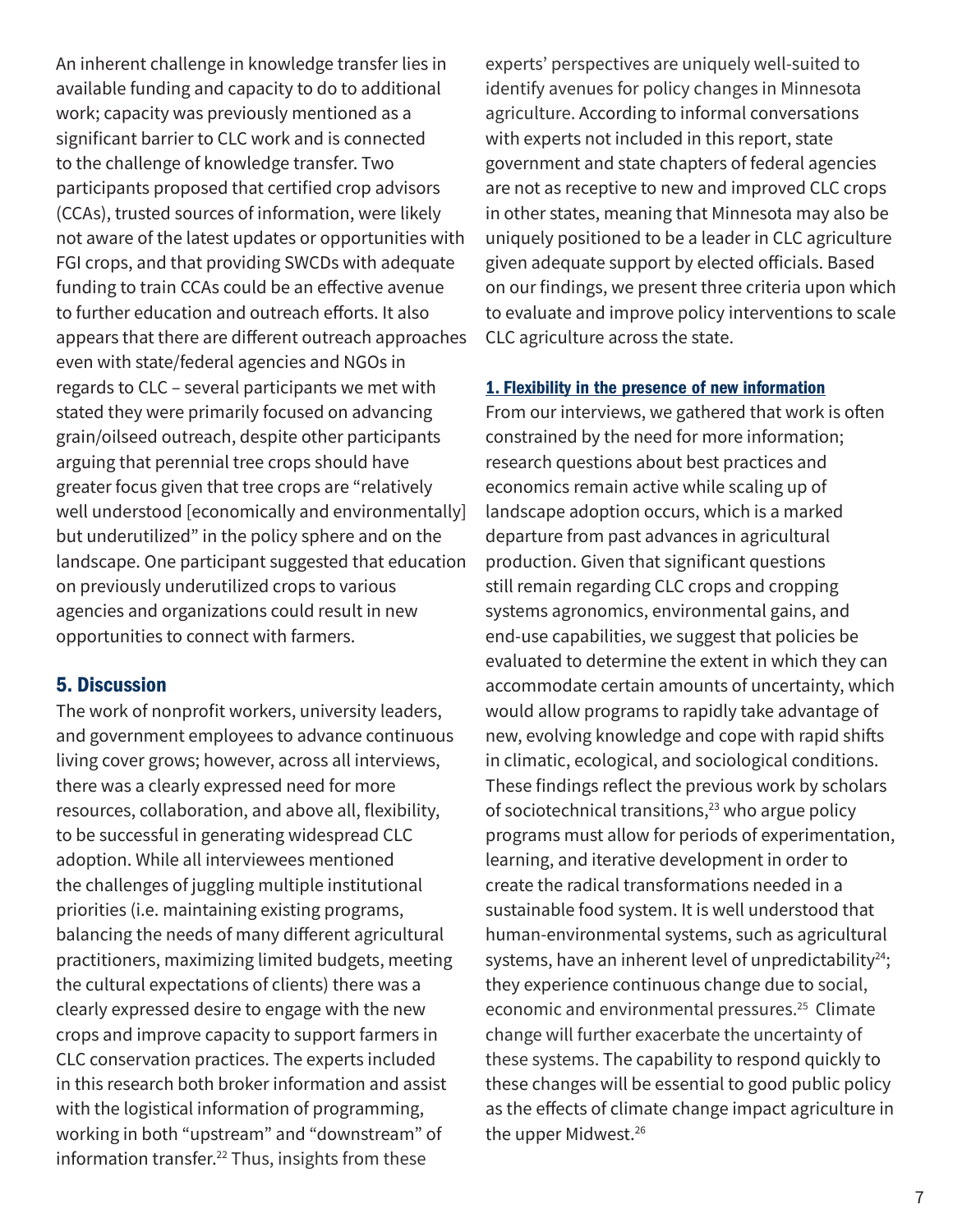An inherent challenge in knowledge transfer lies in available funding and capacity to do to additional work; capacity was previously mentioned as a significant barrier to CLC work and is connected to the challenge of knowledge transfer. Two participants proposed that certified crop advisors (CCAs), trusted sources of information, were likely not aware of the latest updates or opportunities with FGI crops, and that providing SWCDs with adequate funding to train CCAs could be an effective avenue to further education and outreach efforts. It also appears that there are different outreach approaches even with state/federal agencies and NGOs in regards to CLC – several participants we met with stated they were primarily focused on advancing grain/oilseed outreach, despite other participants arguing that perennial tree crops should have greater focus given that tree crops are "relatively well understood [economically and environmentally] but underutilized" in the policy sphere and on the landscape. One participant suggested that education on previously underutilized crops to various agencies and organizations could result in new opportunities to connect with farmers.

## 5. Discussion

The work of nonprofit workers, university leaders, and government employees to advance continuous living cover grows; however, across all interviews, there was a clearly expressed need for more resources, collaboration, and above all, flexibility, to be successful in generating widespread CLC adoption. While all interviewees mentioned the challenges of juggling multiple institutional priorities (i.e. maintaining existing programs, balancing the needs of many different agricultural practitioners, maximizing limited budgets, meeting the cultural expectations of clients) there was a clearly expressed desire to engage with the new crops and improve capacity to support farmers in CLC conservation practices. The experts included in this research both broker information and assist with the logistical information of programming, working in both "upstream" and "downstream" of information transfer.[22] Thus, insights from these experts' perspectives are uniquely well-suited to identify avenues for policy changes in Minnesota agriculture. According to informal conversations with experts not included in this report, state government and state chapters of federal agencies are not as receptive to new and improved CLC crops in other states, meaning that Minnesota may also be uniquely positioned to be a leader in CLC agriculture given adequate support by elected officials. Based on our findings, we present three criteria upon which to evaluate and improve policy interventions to scale CLC agriculture across the state.

### 1. Flexibility in the presence of new information

From our interviews, we gathered that work is often constrained by the need for more information; research questions about best practices and economics remain active while scaling up of landscape adoption occurs, which is a marked departure from past advances in agricultural production. Given that significant questions still remain regarding CLC crops and cropping systems agronomics, environmental gains, and end-use capabilities, we suggest that policies be evaluated to determine the extent in which they can accommodate certain amounts of uncertainty, which would allow programs to rapidly take advantage of new, evolving knowledge and cope with rapid shifts in climatic, ecological, and sociological conditions. These findings reflect the previous work by scholars of sociotechnical transitions,[23] who argue policy programs must allow for periods of experimentation, learning, and iterative development in order to create the radical transformations needed in a sustainable food system. It is well understood that human-environmental systems, such as agricultural systems, have an inherent level of unpredictability[24]; they experience continuous change due to social, economic and environmental pressures.[25] Climate change will further exacerbate the uncertainty of these systems. The capability to respond quickly to these changes will be essential to good public policy as the effects of climate change impact agriculture in the upper Midwest.[26]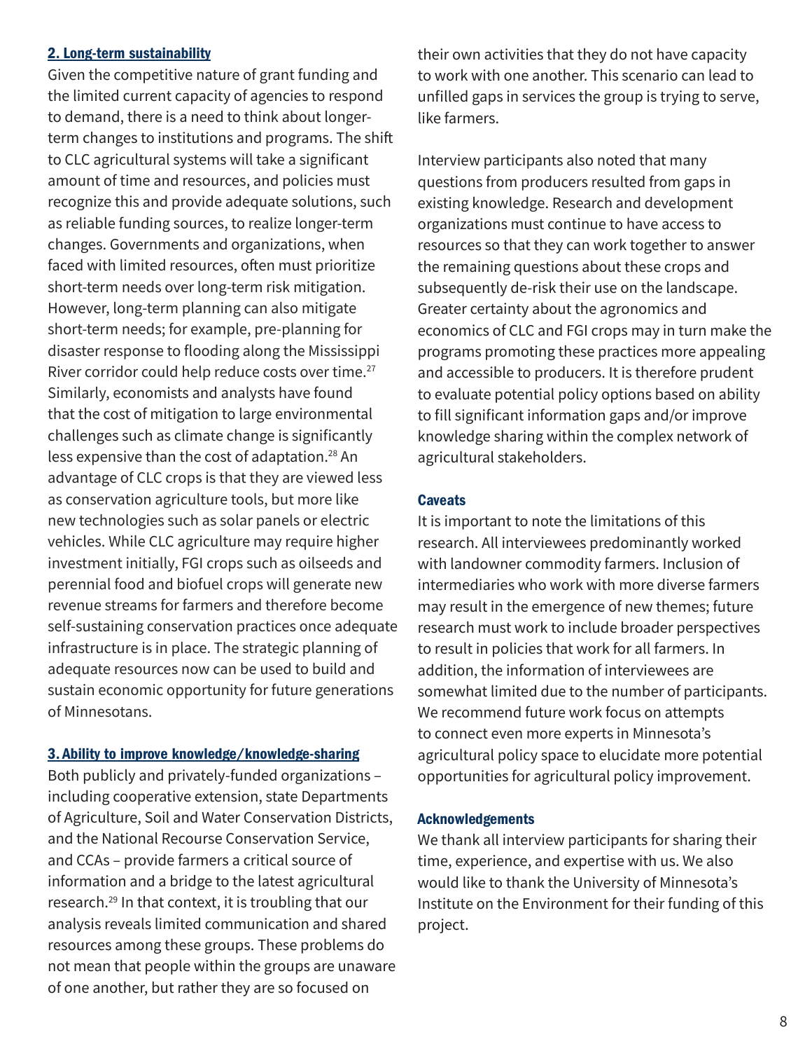### 2. Long-term sustainability

Given the competitive nature of grant funding and the limited current capacity of agencies to respond to demand, there is a need to think about longer-term changes to institutions and programs. The shift to CLC agricultural systems will take a significant amount of time and resources, and policies must recognize this and provide adequate solutions, such as reliable funding sources, to realize longer-term changes. Governments and organizations, when faced with limited resources, often must prioritize short-term needs over long-term risk mitigation. However, long-term planning can also mitigate short-term needs; for example, pre-planning for disaster response to flooding along the Mississippi River corridor could help reduce costs over time.[27] Similarly, economists and analysts have found that the cost of mitigation to large environmental challenges such as climate change is significantly less expensive than the cost of adaptation.[28] An advantage of CLC crops is that they are viewed less as conservation agriculture tools, but more like new technologies such as solar panels or electric vehicles. While CLC agriculture may require higher investment initially, FGI crops such as oilseeds and perennial food and biofuel crops will generate new revenue streams for farmers and therefore become self-sustaining conservation practices once adequate infrastructure is in place. The strategic planning of adequate resources now can be used to build and sustain economic opportunity for future generations of Minnesotans.

### 3. Ability to improve knowledge/knowledge-sharing

Both publicly and privately-funded organizations – including cooperative extension, state Departments of Agriculture, Soil and Water Conservation Districts, and the National Recourse Conservation Service, and CCAs – provide farmers a critical source of information and a bridge to the latest agricultural research.[29] In that context, it is troubling that our analysis reveals limited communication and shared resources among these groups. These problems do not mean that people within the groups are unaware of one another, but rather they are so focused on their own activities that they do not have capacity to work with one another. This scenario can lead to unfilled gaps in services the group is trying to serve, like farmers.

Interview participants also noted that many questions from producers resulted from gaps in existing knowledge. Research and development organizations must continue to have access to resources so that they can work together to answer the remaining questions about these crops and subsequently de-risk their use on the landscape. Greater certainty about the agronomics and economics of CLC and FGI crops may in turn make the programs promoting these practices more appealing and accessible to producers. It is therefore prudent to evaluate potential policy options based on ability to fill significant information gaps and/or improve knowledge sharing within the complex network of agricultural stakeholders.

### Caveats

It is important to note the limitations of this research. All interviewees predominantly worked with landowner commodity farmers. Inclusion of intermediaries who work with more diverse farmers may result in the emergence of new themes; future research must work to include broader perspectives to result in policies that work for all farmers. In addition, the information of interviewees are somewhat limited due to the number of participants. We recommend future work focus on attempts to connect even more experts in Minnesota's agricultural policy space to elucidate more potential opportunities for agricultural policy improvement.

### Acknowledgements

We thank all interview participants for sharing their time, experience, and expertise with us. We also would like to thank the University of Minnesota's Institute on the Environment for their funding of this project.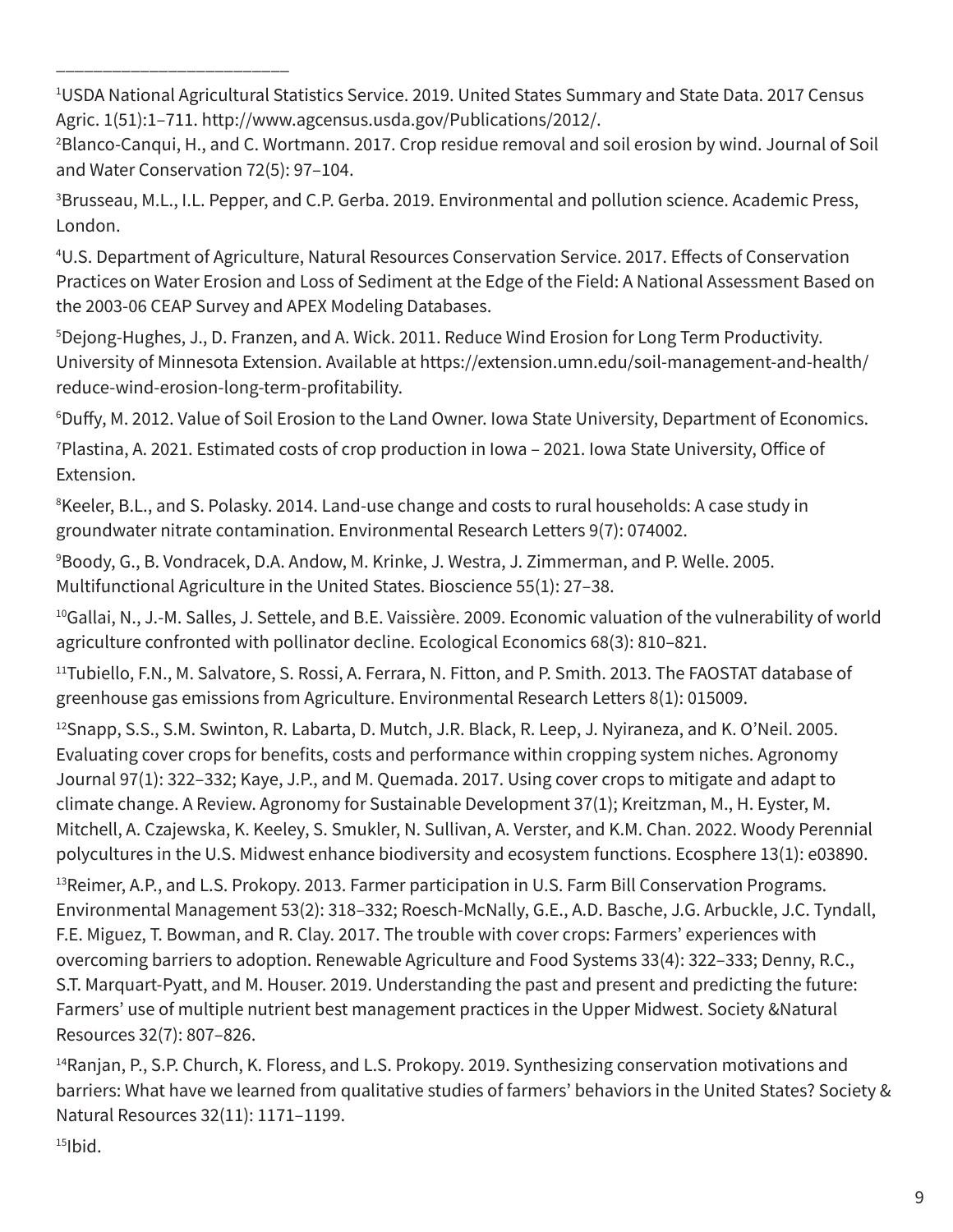---

[1]USDA National Agricultural Statistics Service. 2019. United States Summary and State Data. 2017 Census Agric. 1(51):1–711. http://www.agcensus.usda.gov/Publications/2012/.

[2]Blanco-Canqui, H., and C. Wortmann. 2017. Crop residue removal and soil erosion by wind. Journal of Soil and Water Conservation 72(5): 97–104.

[3]Brusseau, M.L., I.L. Pepper, and C.P. Gerba. 2019. Environmental and pollution science. Academic Press, London.

[4]U.S. Department of Agriculture, Natural Resources Conservation Service. 2017. Effects of Conservation Practices on Water Erosion and Loss of Sediment at the Edge of the Field: A National Assessment Based on the 2003-06 CEAP Survey and APEX Modeling Databases.

[5]Dejong-Hughes, J., D. Franzen, and A. Wick. 2011. Reduce Wind Erosion for Long Term Productivity. University of Minnesota Extension. Available at https://extension.umn.edu/soil-management-and-health/reduce-wind-erosion-long-term-profitability.

[6]Duffy, M. 2012. Value of Soil Erosion to the Land Owner. Iowa State University, Department of Economics.

[7]Plastina, A. 2021. Estimated costs of crop production in Iowa – 2021. Iowa State University, Office of Extension.

[8]Keeler, B.L., and S. Polasky. 2014. Land-use change and costs to rural households: A case study in groundwater nitrate contamination. Environmental Research Letters 9(7): 074002.

[9]Boody, G., B. Vondracek, D.A. Andow, M. Krinke, J. Westra, J. Zimmerman, and P. Welle. 2005. Multifunctional Agriculture in the United States. Bioscience 55(1): 27–38.

[10]Gallai, N., J.-M. Salles, J. Settele, and B.E. Vaissière. 2009. Economic valuation of the vulnerability of world agriculture confronted with pollinator decline. Ecological Economics 68(3): 810–821.

[11]Tubiello, F.N., M. Salvatore, S. Rossi, A. Ferrara, N. Fitton, and P. Smith. 2013. The FAOSTAT database of greenhouse gas emissions from Agriculture. Environmental Research Letters 8(1): 015009.

[12]Snapp, S.S., S.M. Swinton, R. Labarta, D. Mutch, J.R. Black, R. Leep, J. Nyiraneza, and K. O'Neil. 2005. Evaluating cover crops for benefits, costs and performance within cropping system niches. Agronomy Journal 97(1): 322–332; Kaye, J.P., and M. Quemada. 2017. Using cover crops to mitigate and adapt to climate change. A Review. Agronomy for Sustainable Development 37(1); Kreitzman, M., H. Eyster, M. Mitchell, A. Czajewska, K. Keeley, S. Smukler, N. Sullivan, A. Verster, and K.M. Chan. 2022. Woody Perennial polycultures in the U.S. Midwest enhance biodiversity and ecosystem functions. Ecosphere 13(1): e03890.

[13]Reimer, A.P., and L.S. Prokopy. 2013. Farmer participation in U.S. Farm Bill Conservation Programs. Environmental Management 53(2): 318–332; Roesch-McNally, G.E., A.D. Basche, J.G. Arbuckle, J.C. Tyndall, F.E. Miguez, T. Bowman, and R. Clay. 2017. The trouble with cover crops: Farmers' experiences with overcoming barriers to adoption. Renewable Agriculture and Food Systems 33(4): 322–333; Denny, R.C., S.T. Marquart-Pyatt, and M. Houser. 2019. Understanding the past and present and predicting the future: Farmers' use of multiple nutrient best management practices in the Upper Midwest. Society &Natural Resources 32(7): 807–826.

[14]Ranjan, P., S.P. Church, K. Floress, and L.S. Prokopy. 2019. Synthesizing conservation motivations and barriers: What have we learned from qualitative studies of farmers' behaviors in the United States? Society & Natural Resources 32(11): 1171–1199.

[15]Ibid.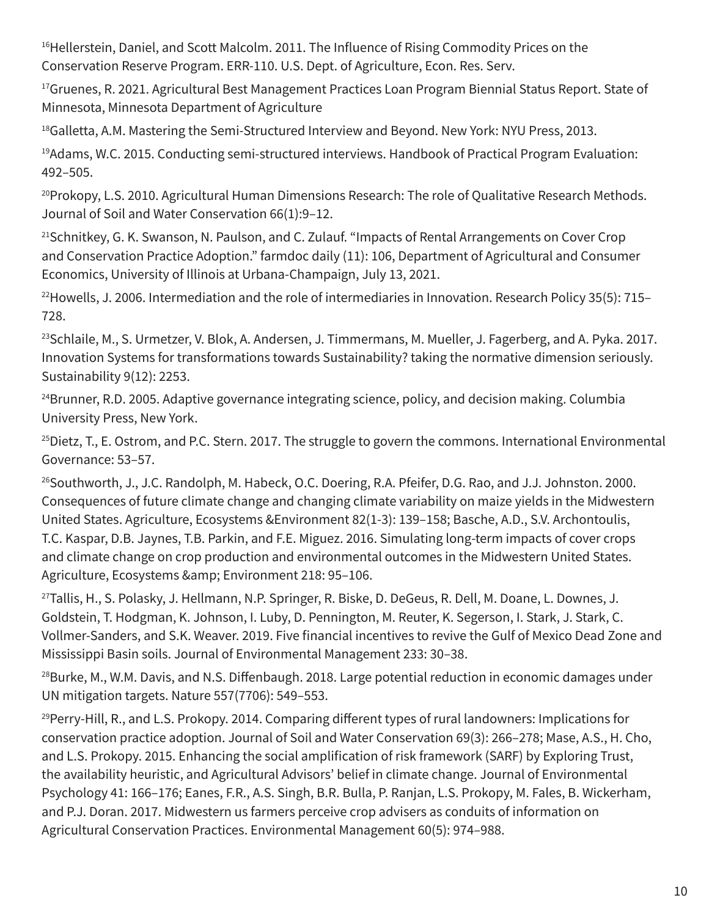[16]Hellerstein, Daniel, and Scott Malcolm. 2011. The Influence of Rising Commodity Prices on the Conservation Reserve Program. ERR-110. U.S. Dept. of Agriculture, Econ. Res. Serv.

[17]Gruenes, R. 2021. Agricultural Best Management Practices Loan Program Biennial Status Report. State of Minnesota, Minnesota Department of Agriculture

[18]Galletta, A.M. Mastering the Semi-Structured Interview and Beyond. New York: NYU Press, 2013.

[19]Adams, W.C. 2015. Conducting semi-structured interviews. Handbook of Practical Program Evaluation: 492–505.

[20]Prokopy, L.S. 2010. Agricultural Human Dimensions Research: The role of Qualitative Research Methods. Journal of Soil and Water Conservation 66(1):9–12.

[21]Schnitkey, G. K. Swanson, N. Paulson, and C. Zulauf. "Impacts of Rental Arrangements on Cover Crop and Conservation Practice Adoption." farmdoc daily (11): 106, Department of Agricultural and Consumer Economics, University of Illinois at Urbana-Champaign, July 13, 2021.

[22]Howells, J. 2006. Intermediation and the role of intermediaries in Innovation. Research Policy 35(5): 715–728.

[23]Schlaile, M., S. Urmetzer, V. Blok, A. Andersen, J. Timmermans, M. Mueller, J. Fagerberg, and A. Pyka. 2017. Innovation Systems for transformations towards Sustainability? taking the normative dimension seriously. Sustainability 9(12): 2253.

[24]Brunner, R.D. 2005. Adaptive governance integrating science, policy, and decision making. Columbia University Press, New York.

[25]Dietz, T., E. Ostrom, and P.C. Stern. 2017. The struggle to govern the commons. International Environmental Governance: 53–57.

[26]Southworth, J., J.C. Randolph, M. Habeck, O.C. Doering, R.A. Pfeifer, D.G. Rao, and J.J. Johnston. 2000. Consequences of future climate change and changing climate variability on maize yields in the Midwestern United States. Agriculture, Ecosystems &Environment 82(1-3): 139–158; Basche, A.D., S.V. Archontoulis, T.C. Kaspar, D.B. Jaynes, T.B. Parkin, and F.E. Miguez. 2016. Simulating long-term impacts of cover crops and climate change on crop production and environmental outcomes in the Midwestern United States. Agriculture, Ecosystems &amp; Environment 218: 95–106.

[27]Tallis, H., S. Polasky, J. Hellmann, N.P. Springer, R. Biske, D. DeGeus, R. Dell, M. Doane, L. Downes, J. Goldstein, T. Hodgman, K. Johnson, I. Luby, D. Pennington, M. Reuter, K. Segerson, I. Stark, J. Stark, C. Vollmer-Sanders, and S.K. Weaver. 2019. Five financial incentives to revive the Gulf of Mexico Dead Zone and Mississippi Basin soils. Journal of Environmental Management 233: 30–38.

[28]Burke, M., W.M. Davis, and N.S. Diffenbaugh. 2018. Large potential reduction in economic damages under UN mitigation targets. Nature 557(7706): 549–553.

[29]Perry-Hill, R., and L.S. Prokopy. 2014. Comparing different types of rural landowners: Implications for conservation practice adoption. Journal of Soil and Water Conservation 69(3): 266–278; Mase, A.S., H. Cho, and L.S. Prokopy. 2015. Enhancing the social amplification of risk framework (SARF) by Exploring Trust, the availability heuristic, and Agricultural Advisors' belief in climate change. Journal of Environmental Psychology 41: 166–176; Eanes, F.R., A.S. Singh, B.R. Bulla, P. Ranjan, L.S. Prokopy, M. Fales, B. Wickerham, and P.J. Doran. 2017. Midwestern us farmers perceive crop advisers as conduits of information on Agricultural Conservation Practices. Environmental Management 60(5): 974–988.